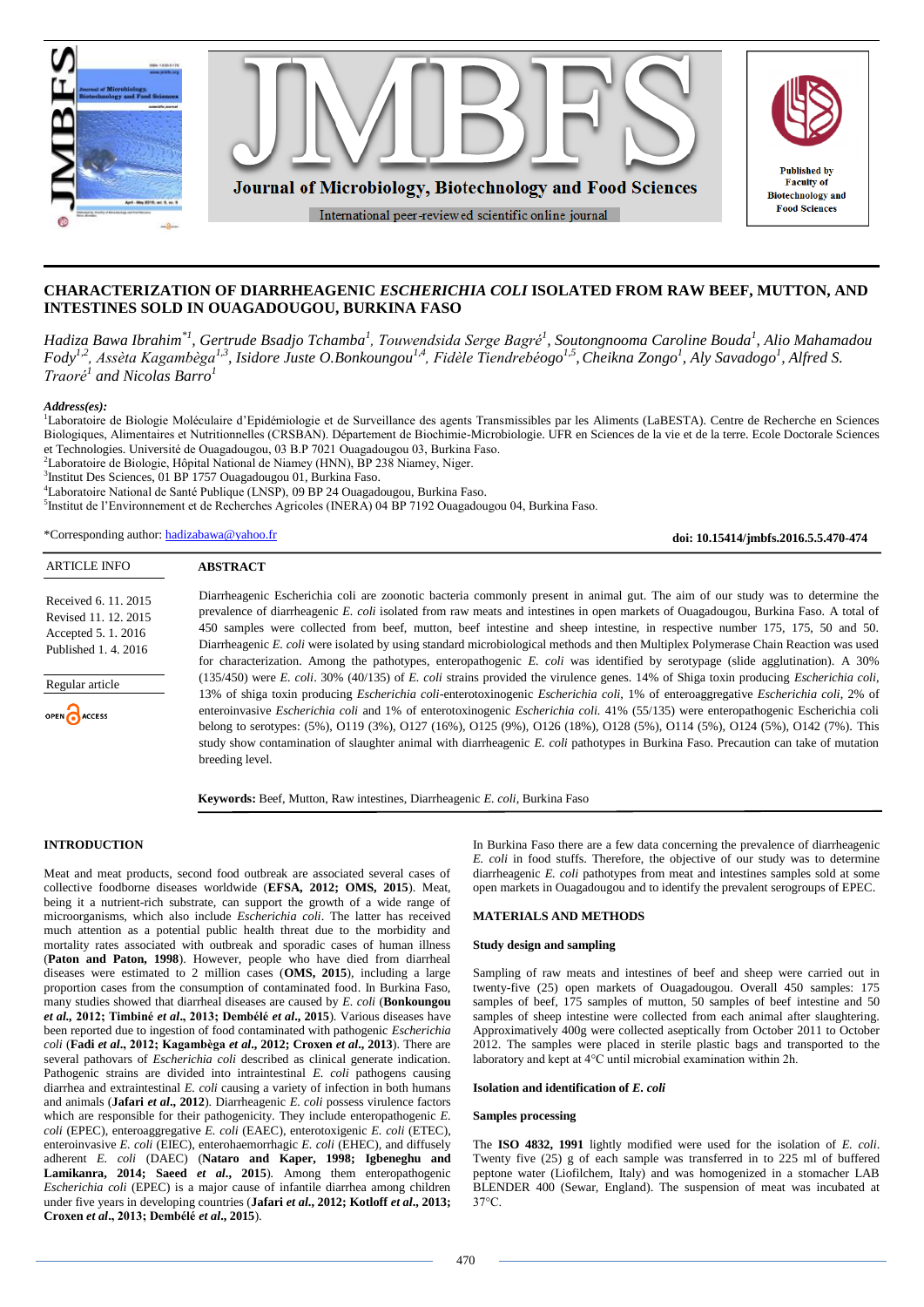# CHARACTERIZATION OF DIARRHEAGENIC *ESCHERICHIA COLI* ISOLATED FROM RAW BEEF, MUTTON, AND INTESTINES SOLD IN OUAGADOUGOU, BURKINA FASO

*Hadiza Bawa Ibrahim*[*1], *Gertrude Bsadjo Tchamba*[1], *Touwendsida Serge Bagré*[1], *Soutongnooma Caroline Bouda*[1], *Alio Mahamadou Fody*[1,2], *Assèta Kagambèga*[1,3], *Isidore Juste O.Bonkoungou*[1,4], *Fidèle Tiendrebéogo*[1,5], *Cheikna Zongo*[1], *Aly Savadogo*[1], *Alfred S. Traoré*[1] *and Nicolas Barro*[1]

***Address(es):***

[1]Laboratoire de Biologie Moléculaire d'Epidémiologie et de Surveillance des agents Transmissibles par les Aliments (LaBESTA). Centre de Recherche en Sciences Biologiques, Alimentaires et Nutritionnelles (CRSBAN). Département de Biochimie-Microbiologie. UFR en Sciences de la vie et de la terre. Ecole Doctorale Sciences et Technologies. Université de Ouagadougou, 03 B.P 7021 Ouagadougou 03, Burkina Faso.
[2]Laboratoire de Biologie, Hôpital National de Niamey (HNN), BP 238 Niamey, Niger.
[3]Institut Des Sciences, 01 BP 1757 Ouagadougou 01, Burkina Faso.
[4]Laboratoire National de Santé Publique (LNSP), 09 BP 24 Ouagadougou, Burkina Faso.
[5]Institut de l'Environnement et de Recherches Agricoles (INERA) 04 BP 7192 Ouagadougou 04, Burkina Faso.

*Corresponding author: hadizabawa@yahoo.fr

**doi: 10.15414/jmbfs.2016.5.5.470-474**

| ARTICLE INFO |
|---|
| Received 6. 11. 2015 |
| Revised 11. 12. 2015 |
| Accepted 5. 1. 2016 |
| Published 1. 4. 2016 |
| Regular article |
| OPEN ACCESS |

## ABSTRACT

Diarrheagenic Escherichia coli are zoonotic bacteria commonly present in animal gut. The aim of our study was to determine the prevalence of diarrheagenic *E. coli* isolated from raw meats and intestines in open markets of Ouagadougou, Burkina Faso. A total of 450 samples were collected from beef, mutton, beef intestine and sheep intestine, in respective number 175, 175, 50 and 50. Diarrheagenic *E. coli* were isolated by using standard microbiological methods and then Multiplex Polymerase Chain Reaction was used for characterization. Among the pathotypes, enteropathogenic *E. coli* was identified by serotypage (slide agglutination). A 30% (135/450) were *E. coli*. 30% (40/135) of *E. coli* strains provided the virulence genes. 14% of Shiga toxin producing *Escherichia coli*, 13% of shiga toxin producing *Escherichia coli*-enterotoxinogenic *Escherichia coli*, 1% of enteroaggregative *Escherichia coli*, 2% of enteroinvasive *Escherichia coli* and 1% of enterotoxinogenic *Escherichia coli.* 41% (55/135) were enteropathogenic Escherichia coli belong to serotypes: (5%), O119 (3%), O127 (16%), O125 (9%), O126 (18%), O128 (5%), O114 (5%), O124 (5%), O142 (7%). This study show contamination of slaughter animal with diarrheagenic *E. coli* pathotypes in Burkina Faso. Precaution can take of mutation breeding level.

**Keywords:** Beef, Mutton, Raw intestines, Diarrheagenic *E. coli*, Burkina Faso

## INTRODUCTION

Meat and meat products, second food outbreak are associated several cases of collective foodborne diseases worldwide (**EFSA, 2012; OMS, 2015**). Meat, being it a nutrient-rich substrate, can support the growth of a wide range of microorganisms, which also include *Escherichia coli*. The latter has received much attention as a potential public health threat due to the morbidity and mortality rates associated with outbreak and sporadic cases of human illness (**Paton and Paton, 1998**). However, people who have died from diarrheal diseases were estimated to 2 million cases (**OMS, 2015**), including a large proportion cases from the consumption of contaminated food. In Burkina Faso, many studies showed that diarrheal diseases are caused by *E. coli* (**Bonkoungou *et al*., 2012; Timbiné *et al*., 2013; Dembélé *et al*., 2015**). Various diseases have been reported due to ingestion of food contaminated with pathogenic *Escherichia coli* (**Fadi *et al*., 2012; Kagambèga *et al*., 2012; Croxen *et al*., 2013**). There are several pathovars of *Escherichia coli* described as clinical generate indication. Pathogenic strains are divided into intraintestinal *E. coli* pathogens causing diarrhea and extraintestinal *E. coli* causing a variety of infection in both humans and animals (**Jafari *et al*., 2012**). Diarrheagenic *E. coli* possess virulence factors which are responsible for their pathogenicity. They include enteropathogenic *E. coli* (EPEC), enteroaggregative *E. coli* (EAEC), enterotoxigenic *E. coli* (ETEC), enteroinvasive *E. coli* (EIEC), enterohaemorrhagic *E. coli* (EHEC), and diffusely adherent *E. coli* (DAEC) (**Nataro and Kaper, 1998; Igbeneghu and Lamikanra, 2014; Saeed *et al*., 2015**). Among them enteropathogenic *Escherichia coli* (EPEC) is a major cause of infantile diarrhea among children under five years in developing countries (**Jafari *et al*., 2012; Kotloff *et al*., 2013; Croxen *et al*., 2013; Dembélé *et al*., 2015**).

In Burkina Faso there are a few data concerning the prevalence of diarrheagenic *E. coli* in food stuffs. Therefore, the objective of our study was to determine diarrheagenic *E. coli* pathotypes from meat and intestines samples sold at some open markets in Ouagadougou and to identify the prevalent serogroups of EPEC.

## MATERIALS AND METHODS

### Study design and sampling

Sampling of raw meats and intestines of beef and sheep were carried out in twenty-five (25) open markets of Ouagadougou. Overall 450 samples: 175 samples of beef, 175 samples of mutton, 50 samples of beef intestine and 50 samples of sheep intestine were collected from each animal after slaughtering. Approximatively 400g were collected aseptically from October 2011 to October 2012. The samples were placed in sterile plastic bags and transported to the laboratory and kept at 4°C until microbial examination within 2h.

### Isolation and identification of *E. coli*

#### Samples processing

The **ISO 4832, 1991** lightly modified were used for the isolation of *E. coli*. Twenty five (25) g of each sample was transferred in to 225 ml of buffered peptone water (Liofilchem, Italy) and was homogenized in a stomacher LAB BLENDER 400 (Sewar, England). The suspension of meat was incubated at 37°C.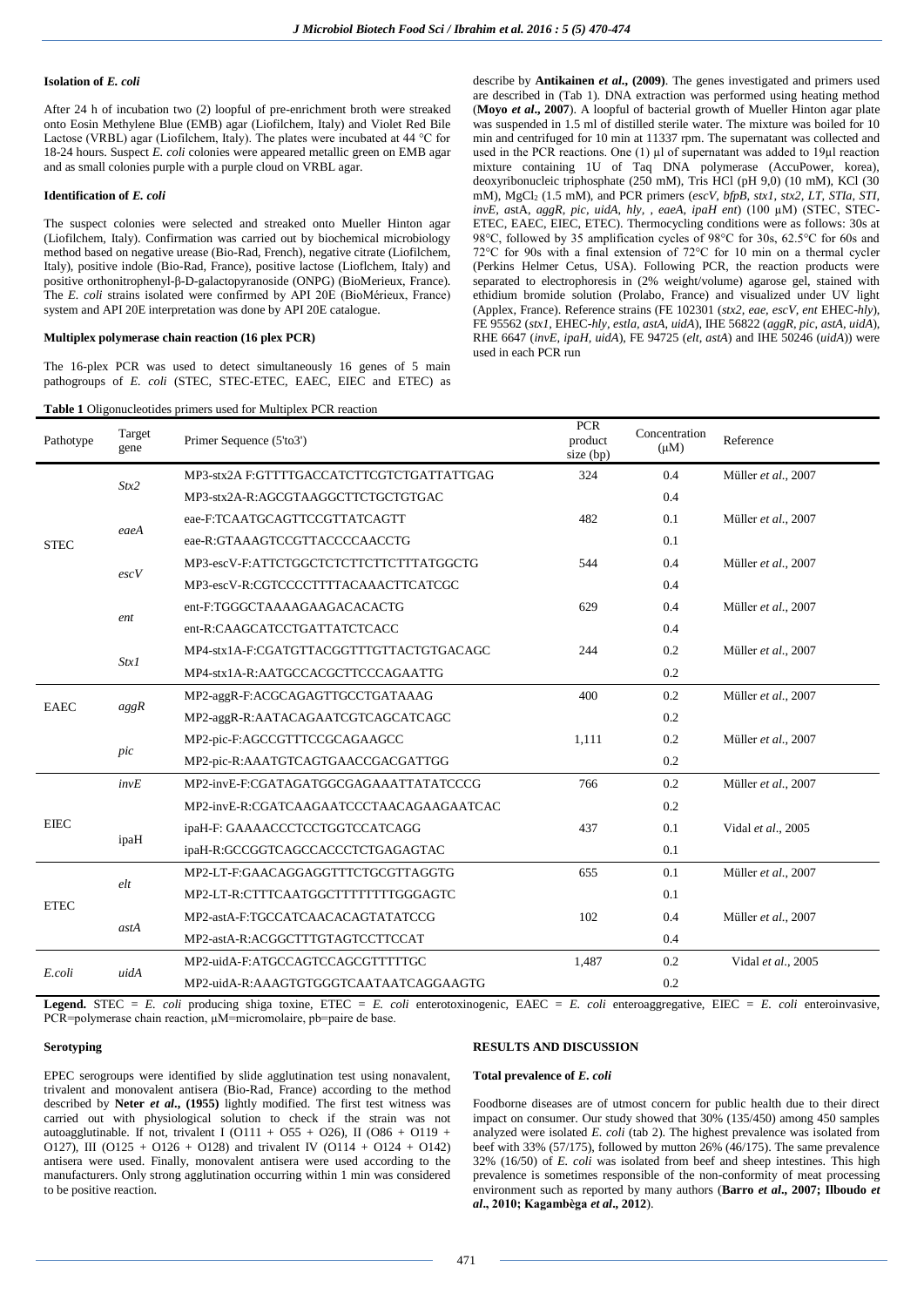#### Isolation of *E. coli*

After 24 h of incubation two (2) loopful of pre-enrichment broth were streaked onto Eosin Methylene Blue (EMB) agar (Liofilchem, Italy) and Violet Red Bile Lactose (VRBL) agar (Liofilchem, Italy). The plates were incubated at 44 °C for 18-24 hours. Suspect *E. coli* colonies were appeared metallic green on EMB agar and as small colonies purple with a purple cloud on VRBL agar.

#### Identification of *E. coli*

The suspect colonies were selected and streaked onto Mueller Hinton agar (Liofilchem, Italy). Confirmation was carried out by biochemical microbiology method based on negative urease (Bio-Rad, French), negative citrate (Liofilchem, Italy), positive indole (Bio-Rad, France), positive lactose (Lioflchem, Italy) and positive orthonitrophenyl-β-D-galactopyranoside (ONPG) (BioMerieux, France). The *E. coli* strains isolated were confirmed by API 20E (BioMérieux, France) system and API 20E interpretation was done by API 20E catalogue.

#### Multiplex polymerase chain reaction (16 plex PCR)

The 16-plex PCR was used to detect simultaneously 16 genes of 5 main pathogroups of *E. coli* (STEC, STEC-ETEC, EAEC, EIEC and ETEC) as describe by **Antikainen *et al*., (2009)**. The genes investigated and primers used are described in (Tab 1). DNA extraction was performed using heating method (**Moyo *et al*., 2007**). A loopful of bacterial growth of Mueller Hinton agar plate was suspended in 1.5 ml of distilled sterile water. The mixture was boiled for 10 min and centrifuged for 10 min at 11337 rpm. The supernatant was collected and used in the PCR reactions. One (1) µl of supernatant was added to 19µl reaction mixture containing 1U of Taq DNA polymerase (AccuPower, korea), deoxyribonucleic triphosphate (250 mM), Tris HCl (pH 9,0) (10 mM), KCl (30 mM), $MgCl_2$ (1.5 mM), and PCR primers (*escV, bfpB, stx1, stx2, LT, STIa, STI, invE, ast*A*, aggR, pic, uidA, hly, , eaeA, ipaH ent*) (100 µM) (STEC, STEC-ETEC, EAEC, EIEC, ETEC). Thermocycling conditions were as follows: 30s at 98°C, followed by 35 amplification cycles of 98°C for 30s, 62.5°C for 60s and 72°C for 90s with a final extension of 72°C for 10 min on a thermal cycler (Perkins Helmer Cetus, USA). Following PCR, the reaction products were separated to electrophoresis in (2% weight/volume) agarose gel, stained with ethidium bromide solution (Prolabo, France) and visualized under UV light (Applex, France). Reference strains (FE 102301 (*stx2, eae, escV, ent* EHEC-*hly*), FE 95562 (*stx1*, EHEC-*hly, estla, astA, uidA*), IHE 56822 (*aggR, pic, astA, uidA*), RHE 6647 (*invE, ipaH, uidA*), FE 94725 (*elt, astA*) and IHE 50246 (*uidA*)) were used in each PCR run

**Table 1** Oligonucleotides primers used for Multiplex PCR reaction

| Pathotype | Target gene | Primer Sequence (5'to3') | PCR product size (bp) | Concentration (µM) | Reference |
|---|---|---|---|---|---|
| STEC | *Stx2* | MP3-stx2A F:GTTTTGACCATCTTCGTCTGATTATTGAG | 324 | 0.4 | Müller *et al*., 2007 |
| | | MP3-stx2A-R:AGCGTAAGGCTTCTGCTGTGAC | | 0.4 | |
| | *eaeA* | eae-F:TCAATGCAGTTCCGTTATCAGTT | 482 | 0.1 | Müller *et al*., 2007 |
| | | eae-R:GTAAAGTCCGTTACCCCAACCTG | | 0.1 | |
| | *escV* | MP3-escV-F:ATTCTGGCTCTCTTCTTCTTTATGGCTG | 544 | 0.4 | Müller *et al*., 2007 |
| | | MP3-escV-R:CGTCCCCTTTTACAAACTTCATCGC | | 0.4 | |
| | *ent* | ent-F:TGGGCTAAAAGAAGACACACTG | 629 | 0.4 | Müller *et al*., 2007 |
| | | ent-R:CAAGCATCCTGATTATCTCACC | | 0.4 | |
| | *Stx1* | MP4-stx1A-F:CGATGTTACGGTTTGTTACTGTGACAGC | 244 | 0.2 | Müller *et al*., 2007 |
| | | MP4-stx1A-R:AATGCCACGCTTCCCAGAATTG | | 0.2 | |
| EAEC | *aggR* | MP2-aggR-F:ACGCAGAGTTGCCTGATAAAG | 400 | 0.2 | Müller *et al*., 2007 |
| | | MP2-aggR-R:AATACAGAATCGTCAGCATCAGC | | 0.2 | |
| | *pic* | MP2-pic-F:AGCCGTTTCCGCAGAAGCC | 1,111 | 0.2 | Müller *et al*., 2007 |
| | | MP2-pic-R:AAATGTCAGTGAACCGACGATTGG | | 0.2 | |
| EIEC | *invE* | MP2-invE-F:CGATAGATGGCGAGAAATTATATCCCG | 766 | 0.2 | Müller *et al*., 2007 |
| | | MP2-invE-R:CGATCAAGAATCCCTAACAGAAGAATCAC | | 0.2 | |
| | ipaH | ipaH-F: GAAAACCCTCCTGGTCCATCAGG | 437 | 0.1 | Vidal *et al*., 2005 |
| | | ipaH-R:GCCGGTCAGCCACCCTCTGAGAGTAC | | 0.1 | |
| ETEC | *elt* | MP2-LT-F:GAACAGGAGGTTTCTGCGTTAGGTG | 655 | 0.1 | Müller *et al*., 2007 |
| | | MP2-LT-R:CTTTCAATGGCTTTTTTTTGGGAGTC | | 0.1 | |
| | *astA* | MP2-astA-F:TGCCATCAACACAGTATATCCG | 102 | 0.4 | Müller *et al*., 2007 |
| | | MP2-astA-R:ACGGCTTTGTAGTCCTTCCAT | | 0.4 | |
| *E.coli* | *uidA* | MP2-uidA-F:ATGCCAGTCCAGCGTTTTTGC | 1,487 | 0.2 | Vidal *et al*., 2005 |
| | | MP2-uidA-R:AAAGTGTGGGTCAATAATCAGGAAGTG | | 0.2 | |

**Legend.** STEC = *E. coli* producing shiga toxine, ETEC = *E. coli* enterotoxinogenic, EAEC = *E. coli* enteroaggregative, EIEC = *E. coli* enteroinvasive, PCR=polymerase chain reaction, µM=micromolaire, pb=paire de base.

#### Serotyping

EPEC serogroups were identified by slide agglutination test using nonavalent, trivalent and monovalent antisera (Bio-Rad, France) according to the method described by **Neter *et al*., (1955)** lightly modified. The first test witness was carried out with physiological solution to check if the strain was not autoagglutinable. If not, trivalent I (O111 + O55 + O26), II (O86 + O119 + O127), III (O125 + O126 + O128) and trivalent IV (O114 + O124 + O142) antisera were used. Finally, monovalent antisera were used according to the manufacturers. Only strong agglutination occurring within 1 min was considered to be positive reaction.

## RESULTS AND DISCUSSION

#### Total prevalence of *E. coli*

Foodborne diseases are of utmost concern for public health due to their direct impact on consumer. Our study showed that 30% (135/450) among 450 samples analyzed were isolated *E. coli* (tab 2). The highest prevalence was isolated from beef with 33% (57/175), followed by mutton 26% (46/175). The same prevalence 32% (16/50) of *E. coli* was isolated from beef and sheep intestines. This high prevalence is sometimes responsible of the non-conformity of meat processing environment such as reported by many authors (**Barro *et al*., 2007; Ilboudo *et al*., 2010; Kagambèga *et al*., 2012**).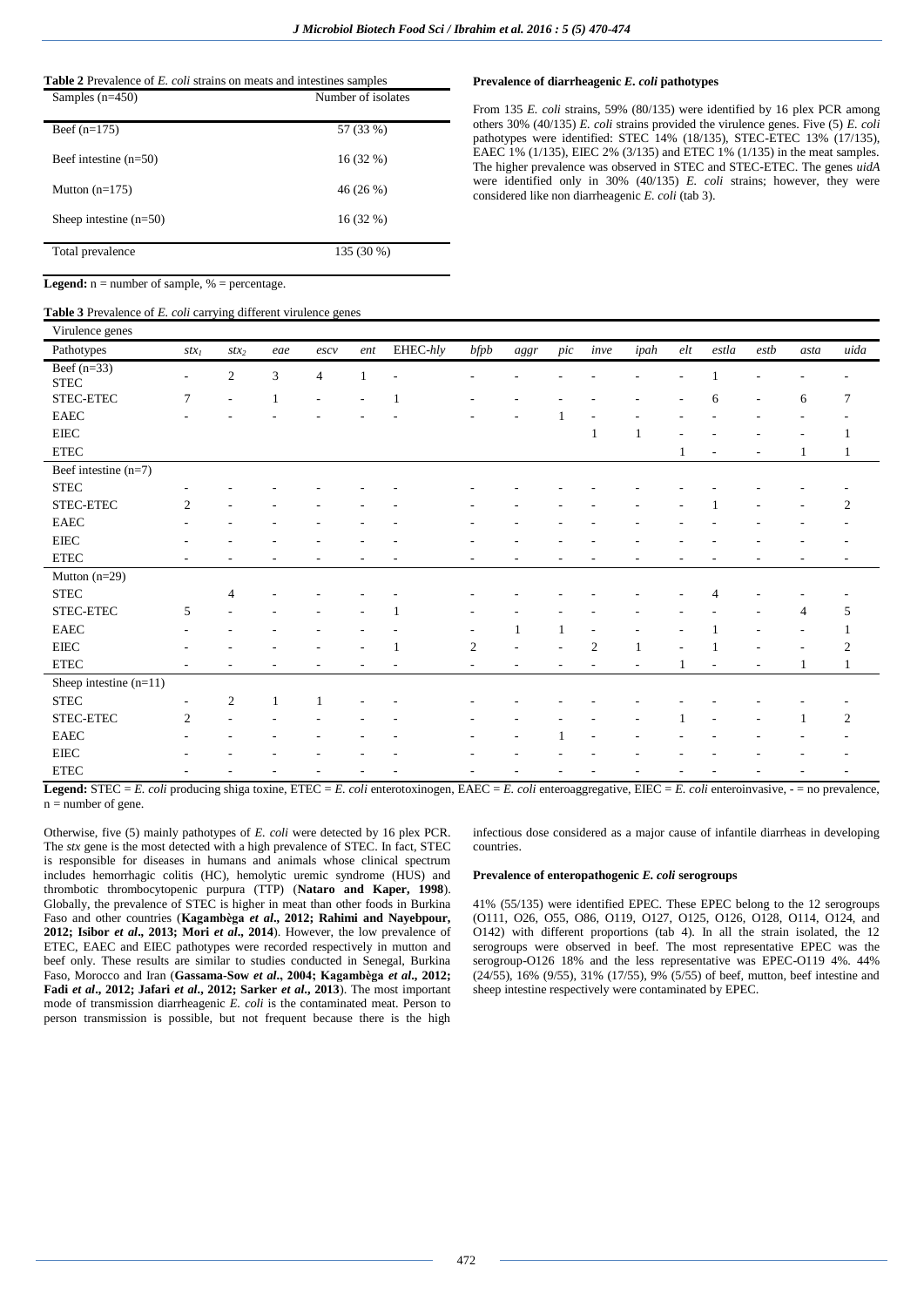**Table 2** Prevalence of *E. coli* strains on meats and intestines samples

| Samples (n=450) | Number of isolates |
|---|---|
| Beef (n=175) | 57 (33 %) |
| Beef intestine (n=50) | 16 (32 %) |
| Mutton (n=175) | 46 (26 %) |
| Sheep intestine (n=50) | 16 (32 %) |
| Total prevalence | 135 (30 %) |

**Legend:** n = number of sample, % = percentage.

### Prevalence of diarrheagenic *E. coli* pathotypes

From 135 *E. coli* strains, 59% (80/135) were identified by 16 plex PCR among others 30% (40/135) *E. coli* strains provided the virulence genes. Five (5) *E. coli* pathotypes were identified: STEC 14% (18/135), STEC-ETEC 13% (17/135), EAEC 1% (1/135), EIEC 2% (3/135) and ETEC 1% (1/135) in the meat samples. The higher prevalence was observed in STEC and STEC-ETEC. The genes *uidA* were identified only in 30% (40/135) *E. coli* strains; however, they were considered like non diarrheagenic *E. coli* (tab 3).

**Table 3** Prevalence of *E. coli* carrying different virulence genes

| Virulence genes | | | | | | | | | | | | | | | | |
|---|---|---|---|---|---|---|---|---|---|---|---|---|---|---|---|---|
| Pathotypes | $stx_1$ | $stx_2$ | *eae* | *escv* | *ent* | EHEC-*hly* | *bfpb* | *aggr* | *pic* | *inve* | *ipah* | *elt* | *estla* | *estb* | *asta* | *uida* |
| Beef (n=33) STEC | - | 2 | 3 | 4 | 1 | - | - | - | - | - | - | - | 1 | - | - | - |
| STEC-ETEC | 7 | - | 1 | - | - | 1 | - | - | - | - | - | - | 6 | - | 6 | 7 |
| EAEC | - | - | - | - | - | - | - | - | 1 | - | - | - | - | - | - | - |
| EIEC | | | | | | | | | | 1 | 1 | - | - | - | - | 1 |
| ETEC | | | | | | | | | | | | 1 | - | - | 1 | 1 |
| Beef intestine (n=7) | | | | | | | | | | | | | | | | |
| STEC | - | - | - | - | - | - | - | - | - | - | - | - | - | - | - | - |
| STEC-ETEC | 2 | - | - | - | - | - | - | - | - | - | - | - | 1 | - | - | 2 |
| EAEC | - | - | - | - | - | - | - | - | - | - | - | - | - | - | - | - |
| EIEC | - | - | - | - | - | - | - | - | - | - | - | - | - | - | - | - |
| ETEC | - | - | - | - | - | - | - | - | - | - | - | - | - | - | - | - |
| Mutton (n=29) | | | | | | | | | | | | | | | | |
| STEC | | 4 | - | - | - | - | - | - | - | - | - | - | 4 | - | - | - |
| STEC-ETEC | 5 | - | - | - | - | 1 | - | - | - | - | - | - | - | - | 4 | 5 |
| EAEC | - | - | - | - | - | - | - | 1 | 1 | - | - | - | 1 | - | - | 1 |
| EIEC | - | - | - | - | - | 1 | 2 | - | - | 2 | 1 | - | 1 | - | - | 2 |
| ETEC | - | - | - | - | - | - | - | - | - | - | - | 1 | - | - | 1 | 1 |
| Sheep intestine (n=11) | | | | | | | | | | | | | | | | |
| STEC | - | 2 | 1 | 1 | - | - | - | - | - | - | - | - | - | - | - | - |
| STEC-ETEC | 2 | - | - | - | - | - | - | - | - | - | - | 1 | - | - | 1 | 2 |
| EAEC | - | - | - | - | - | - | - | - | 1 | - | - | - | - | - | - | - |
| EIEC | - | - | - | - | - | - | - | - | - | - | - | - | - | - | - | - |
| ETEC | - | - | - | - | - | - | - | - | - | - | - | - | - | - | - | - |

**Legend:** STEC = *E. coli* producing shiga toxine, ETEC = *E. coli* enterotoxinogen, EAEC = *E. coli* enteroaggregative, EIEC = *E. coli* enteroinvasive, - = no prevalence, n = number of gene.

Otherwise, five (5) mainly pathotypes of *E. coli* were detected by 16 plex PCR. The *stx* gene is the most detected with a high prevalence of STEC. In fact, STEC is responsible for diseases in humans and animals whose clinical spectrum includes hemorrhagic colitis (HC), hemolytic uremic syndrome (HUS) and thrombotic thrombocytopenic purpura (TTP) (**Nataro and Kaper, 1998**). Globally, the prevalence of STEC is higher in meat than other foods in Burkina Faso and other countries (**Kagambèga *et al*., 2012; Rahimi and Nayebpour, 2012; Isibor *et al*., 2013; Mori *et al*., 2014**). However, the low prevalence of ETEC, EAEC and EIEC pathotypes were recorded respectively in mutton and beef only. These results are similar to studies conducted in Senegal, Burkina Faso, Morocco and Iran (**Gassama-Sow *et al*., 2004; Kagambèga *et al*., 2012; Fadi *et al*., 2012; Jafari *et al*., 2012; Sarker *et al*., 2013**). The most important mode of transmission diarrheagenic *E. coli* is the contaminated meat. Person to person transmission is possible, but not frequent because there is the high infectious dose considered as a major cause of infantile diarrheas in developing countries.

### Prevalence of enteropathogenic *E. coli* serogroups

41% (55/135) were identified EPEC. These EPEC belong to the 12 serogroups (O111, O26, O55, O86, O119, O127, O125, O126, O128, O114, O124, and O142) with different proportions (tab 4). In all the strain isolated, the 12 serogroups were observed in beef. The most representative EPEC was the serogroup-O126 18% and the less representative was EPEC-O119 4%. 44% (24/55), 16% (9/55), 31% (17/55), 9% (5/55) of beef, mutton, beef intestine and sheep intestine respectively were contaminated by EPEC.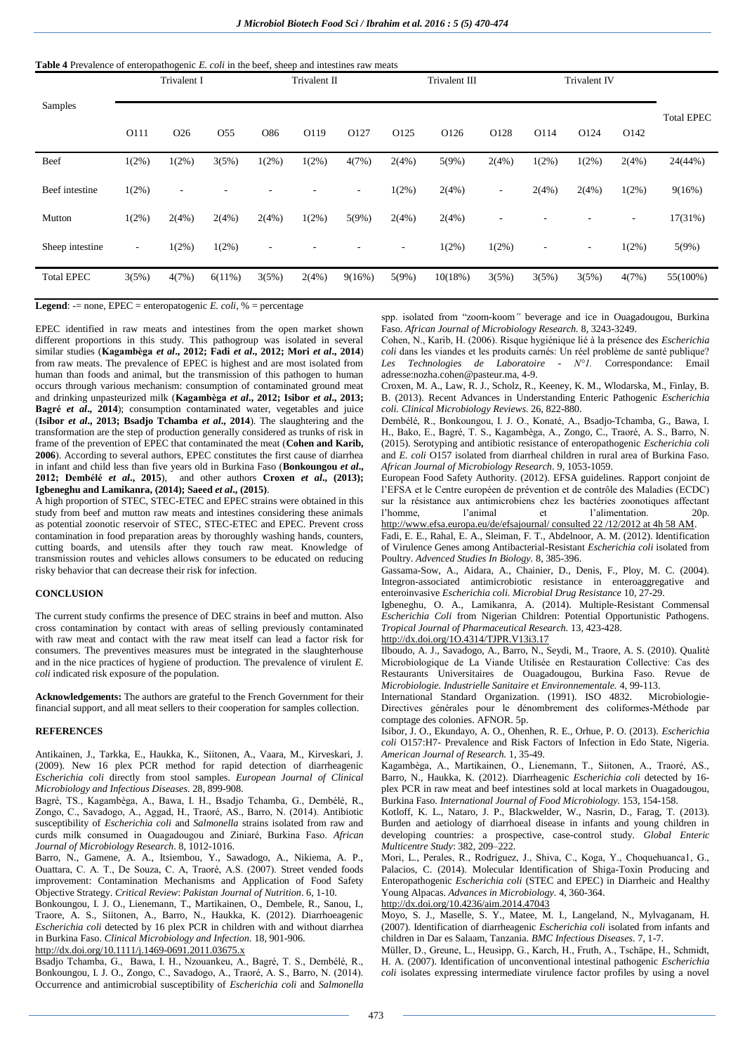**Table 4** Prevalence of enteropathogenic *E. coli* in the beef, sheep and intestines raw meats

| Samples | Trivalent I | | | Trivalent II | | | Trivalent III | | | Trivalent IV | | | Total EPEC |
|---|---|---|---|---|---|---|---|---|---|---|---|---|---|
| | O111 | O26 | O55 | O86 | O119 | O127 | O125 | O126 | O128 | O114 | O124 | O142 | |
| Beef | 1(2%) | 1(2%) | 3(5%) | 1(2%) | 1(2%) | 4(7%) | 2(4%) | 5(9%) | 2(4%) | 1(2%) | 1(2%) | 2(4%) | 24(44%) |
| Beef intestine | 1(2%) | - | - | - | - | - | 1(2%) | 2(4%) | - | 2(4%) | 2(4%) | 1(2%) | 9(16%) |
| Mutton | 1(2%) | 2(4%) | 2(4%) | 2(4%) | 1(2%) | 5(9%) | 2(4%) | 2(4%) | - | - | - | - | 17(31%) |
| Sheep intestine | - | 1(2%) | 1(2%) | - | - | - | - | 1(2%) | 1(2%) | - | - | 1(2%) | 5(9%) |
| Total EPEC | 3(5%) | 4(7%) | 6(11%) | 3(5%) | 2(4%) | 9(16%) | 5(9%) | 10(18%) | 3(5%) | 3(5%) | 3(5%) | 4(7%) | 55(100%) |

**Legend**: -= none, EPEC = enteropathogenic *E. coli*, % = percentage

EPEC identified in raw meats and intestines from the open market shown different proportions in this study. This pathogroup was isolated in several similar studies (**Kagambèga *et al*., 2012; Fadi *et al*., 2012; Mori *et al*., 2014**) from raw meats. The prevalence of EPEC is highest and are most isolated from human than foods and animal, but the transmission of this pathogen to human occurs through various mechanism: consumption of contaminated ground meat and drinking unpasteurized milk (**Kagambèga *et al*., 2012; Isibor *et al*., 2013; Bagré *et al*., 2014**); consumption contaminated water, vegetables and juice (**Isibor *et al*., 2013; Bsadjo Tchamba *et al*., 2014**). The slaughtering and the transformation are the step of production generally considered as trunks of risk in frame of the prevention of EPEC that contaminated the meat (**Cohen and Karib, 2006**). According to several authors, EPEC constitutes the first cause of diarrhea in infant and child less than five years old in Burkina Faso (**Bonkoungou *et al*., 2012; Dembélé *et al*., 2015**), and other authors **Croxen *et al*., (2013); Igbeneghu and Lamikanra, (2014); Saeed *et al*., (2015)**.

A high proportion of STEC, STEC-ETEC and EPEC strains were obtained in this study from beef and mutton raw meats and intestines considering these animals as potential zoonotic reservoir of STEC, STEC-ETEC and EPEC. Prevent cross contamination in food preparation areas by thoroughly washing hands, counters, cutting boards, and utensils after they touch raw meat. Knowledge of transmission routes and vehicles allows consumers to be educated on reducing risky behavior that can decrease their risk for infection.

## CONCLUSION

The current study confirms the presence of DEC strains in beef and mutton. Also cross contamination by contact with areas of selling previously contaminated with raw meat and contact with the raw meat itself can lead a factor risk for consumers. The preventives measures must be integrated in the slaughterhouse and in the nice practices of hygiene of production. The prevalence of virulent *E. coli* indicated risk exposure of the population.

**Acknowledgements:** The authors are grateful to the French Government for their financial support, and all meat sellers to their cooperation for samples collection.

## REFERENCES

Antikainen, J., Tarkka, E., Haukka, K., Siitonen, A., Vaara, M., Kirveskari, J. (2009). New 16 plex PCR method for rapid detection of diarrheagenic *Escherichia coli* directly from stool samples. *European Journal of Clinical Microbiology and Infectious Diseases*. 28, 899-908.

Bagré, TS., Kagambèga, A., Bawa, I. H., Bsadjo Tchamba, G., Dembélé, R., Zongo, C., Savadogo, A., Aggad, H., Traoré, AS., Barro, N. (2014). Antibiotic susceptibility of *Escherichia coli* and *Salmonella* strains isolated from raw and curds milk consumed in Ouagadougou and Ziniaré, Burkina Faso. *African Journal of Microbiology Research*. 8, 1012-1016.

Barro, N., Gamene, A. A., Itsiembou, Y., Sawadogo, A., Nikiema, A. P., Ouattara, C. A. T., De Souza, C. A, Traoré, A.S. (2007). Street vended foods improvement: Contamination Mechanisms and Application of Food Safety Objective Strategy. *Critical Review*: *Pakistan Journal of Nutrition*. 6, 1-10.

Bonkoungou, I. J. O., Lienemann, T., Martikainen, O., Dembele, R., Sanou, I., Traore, A. S., Siitonen, A., Barro, N., Haukka, K. (2012). Diarrhoeagenic *Escherichia coli* detected by 16 plex PCR in children with and without diarrhea in Burkina Faso. *Clinical Microbiology and Infection.* 18, 901-906. http://dx.doi.org/10.1111/j.1469-0691.2011.03675.x

Bsadjo Tchamba, G., Bawa, I. H., Nzouankeu, A., Bagré, T. S., Dembélé, R., Bonkoungou, I. J. O., Zongo, C., Savadogo, A., Traoré, A. S., Barro, N. (2014). Occurrence and antimicrobial susceptibility of *Escherichia coli* and *Salmonella* spp. isolated from "zoom-koom*"* beverage and ice in Ouagadougou, Burkina Faso. *African Journal of Microbiology Research*. 8, 3243-3249.

Cohen, N., Karib, H. (2006). Risque hygiénique lié à la présence des *Escherichia coli* dans les viandes et les produits carnés: Un réel problème de santé publique? *Les Technologies de Laboratoire - N°1.* Correspondance: Email adresse:nozha.cohen@pasteur.ma, 4-9.

Croxen, M. A., Law, R. J., Scholz, R., Keeney, K. M., Wlodarska, M., Finlay, B. B. (2013). Recent Advances in Understanding Enteric Pathogenic *Escherichia coli. Clinical Microbiology Reviews.* 26, 822-880.

Dembélé, R., Bonkoungou, I. J. O., Konaté, A., Bsadjo-Tchamba, G., Bawa, I. H., Bako, E., Bagré, T. S., Kagambèga, A., Zongo, C., Traoré, A. S., Barro, N. (2015). Serotyping and antibiotic resistance of enteropathogenic *Escherichia coli* and *E. coli* O157 isolated from diarrheal children in rural area of Burkina Faso. *African Journal of Microbiology Research*. 9, 1053-1059.

European Food Safety Authority. (2012). EFSA guidelines. Rapport conjoint de l'EFSA et le Centre européen de prévention et de contrôle des Maladies (ECDC) sur la résistance aux antimicrobiens chez les bactéries zoonotiques affectant l'homme, l'animal et l'alimentation. 20p. http://www.efsa.europa.eu/de/efsajournal/ consulted 22 /12/2012 at 4h 58 AM.

Fadi, E. E., Rahal, E. A., Sleiman, F. T., Abdelnoor, A. M. (2012). Identification of Virulence Genes among Antibacterial-Resistant *Escherichia coli* isolated from Poultry. *Advanced Studies In Biology*. 8, 385-396.

Gassama-Sow, A., Aidara, A., Chainier, D., Denis, F., Ploy, M. C. (2004). Integron-associated antimicrobiotic resistance in enteroaggregative and enteroinvasive *Escherichia coli*. *Microbial Drug Resistance* 10, 27-29.

Igbeneghu, O. A., Lamikanra, A. (2014). Multiple-Resistant Commensal *Escherichia Coli* from Nigerian Children: Potential Opportunistic Pathogens. *Tropical Journal of Pharmaceutical Research.* 13, 423-428. http://dx.doi.org/1O.4314/TJPR.V13i3.17

Ilboudo, A. J., Savadogo, A., Barro, N., Seydi, M., Traore, A. S. (2010). Qualité Microbiologique de La Viande Utilisée en Restauration Collective: Cas des Restaurants Universitaires de Ouagadougou, Burkina Faso. *Revue de Microbiologie. Industrielle Sanitaire et Environnementale*. 4, 99-113.

International Standard Organization. (1991). ISO 4832. Microbiologie-Directives générales pour le dénombrement des coliformes-Méthode par comptage des colonies. AFNOR. 5p.

Isibor, J. O., Ekundayo, A. O., Ohenhen, R. E., Orhue, P. O. (2013). *Escherichia coli* O157:H7- Prevalence and Risk Factors of Infection in Edo State, Nigeria. *American Journal of Research.* 1, 35-49.

Kagambèga, A., Martikainen, O., Lienemann, T., Siitonen, A., Traoré, AS., Barro, N., Haukka, K. (2012). Diarrheagenic *Escherichia coli* detected by 16-plex PCR in raw meat and beef intestines sold at local markets in Ouagadougou, Burkina Faso. *International Journal of Food Microbiology.* 153, 154-158.

Kotloff, K. L., Nataro, J. P., Blackwelder, W., Nasrin, D., Farag, T. (2013). Burden and aetiology of diarrhoeal disease in infants and young children in developing countries: a prospective, case-control study. *Global Enteric Multicentre Study*: 382, 209–222.

Mori, L., Perales, R., Rodríguez, J., Shiva, C., Koga, Y., Choquehuanca1, G., Palacios, C. (2014). Molecular Identification of Shiga-Toxin Producing and Enteropathogenic *Escherichia coli* (STEC and EPEC) in Diarrheic and Healthy Young Alpacas. *Advances in Microbiology.* 4, 360-364. http://dx.doi.org/10.4236/aim.2014.47043

Moyo, S. J., Maselle, S. Y., Matee, M. I., Langeland, N., Mylvaganam, H. (2007). Identification of diarrheagenic *Escherichia coli* isolated from infants and children in Dar es Salaam, Tanzania. *BMC Infectious Diseases*. 7, 1-7.

Müller, D., Greune, L., Heusipp, G., Karch, H., Fruth, A., Tschäpe, H., Schmidt, H. A. (2007). Identification of unconventional intestinal pathogenic *Escherichia coli* isolates expressing intermediate virulence factor profiles by using a novel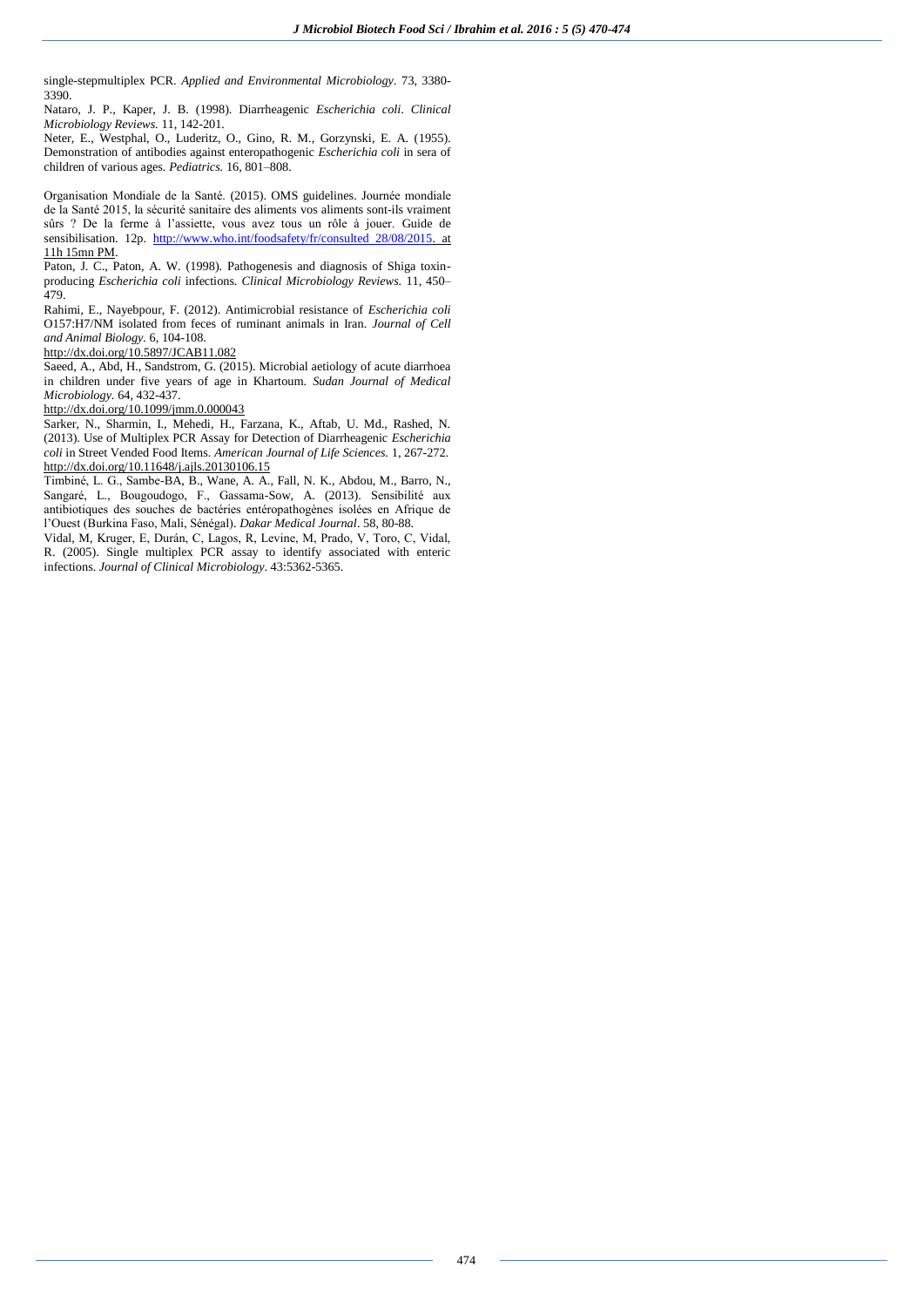single-stepmultiplex PCR. *Applied and Environmental Microbiology*. 73, 3380-3390.

Nataro, J. P., Kaper, J. B. (1998). Diarrheagenic *Escherichia coli*. *Clinical Microbiology Reviews.* 11, 142-201.

Neter, E., Westphal, O., Luderitz, O., Gino, R. M., Gorzynski, E. A. (1955). Demonstration of antibodies against enteropathogenic *Escherichia coli* in sera of children of various ages. *Pediatrics.* 16, 801–808.

Organisation Mondiale de la Santé. (2015). OMS guidelines. Journée mondiale de la Santé 2015, la sécurité sanitaire des aliments vos aliments sont-ils vraiment sûrs ? De la ferme à l'assiette, vous avez tous un rôle à jouer. Guide de sensibilisation. 12p. http://www.who.int/foodsafety/fr/consulted 28/08/2015. at 11h 15mn PM.

Paton, J. C., Paton, A. W. (1998). Pathogenesis and diagnosis of Shiga toxin-producing *Escherichia coli* infections. *Clinical Microbiology Reviews.* 11, 450–479.

Rahimi, E., Nayebpour, F. (2012). Antimicrobial resistance of *Escherichia coli* O157:H7/NM isolated from feces of ruminant animals in Iran. *Journal of Cell and Animal Biology*. 6, 104-108.
http://dx.doi.org/10.5897/JCAB11.082

Saeed, A., Abd, H., Sandstrom, G. (2015). Microbial aetiology of acute diarrhoea in children under five years of age in Khartoum. *Sudan Journal of Medical Microbiology.* 64, 432-437.
http://dx.doi.org/10.1099/jmm.0.000043

Sarker, N., Sharmin, I., Mehedi, H., Farzana, K., Aftab, U. Md., Rashed, N. (2013). Use of Multiplex PCR Assay for Detection of Diarrheagenic *Escherichia coli* in Street Vended Food Items. *American Journal of Life Sciences.* 1, 267-272.
http://dx.doi.org/10.11648/j.ajls.20130106.15

Timbiné, L. G., Sambe-BA, B., Wane, A. A., Fall, N. K., Abdou, M., Barro, N., Sangaré, L., Bougoudogo, F., Gassama-Sow, A. (2013). Sensibilité aux antibiotiques des souches de bactéries entéropathogènes isolées en Afrique de l'Ouest (Burkina Faso, Mali, Sénégal). *Dakar Medical Journal*. 58, 80-88.

Vidal, M, Kruger, E, Durán, C, Lagos, R, Levine, M, Prado, V, Toro, C, Vidal, R. (2005). Single multiplex PCR assay to identify associated with enteric infections. *Journal of Clinical Microbiology*. 43:5362-5365.